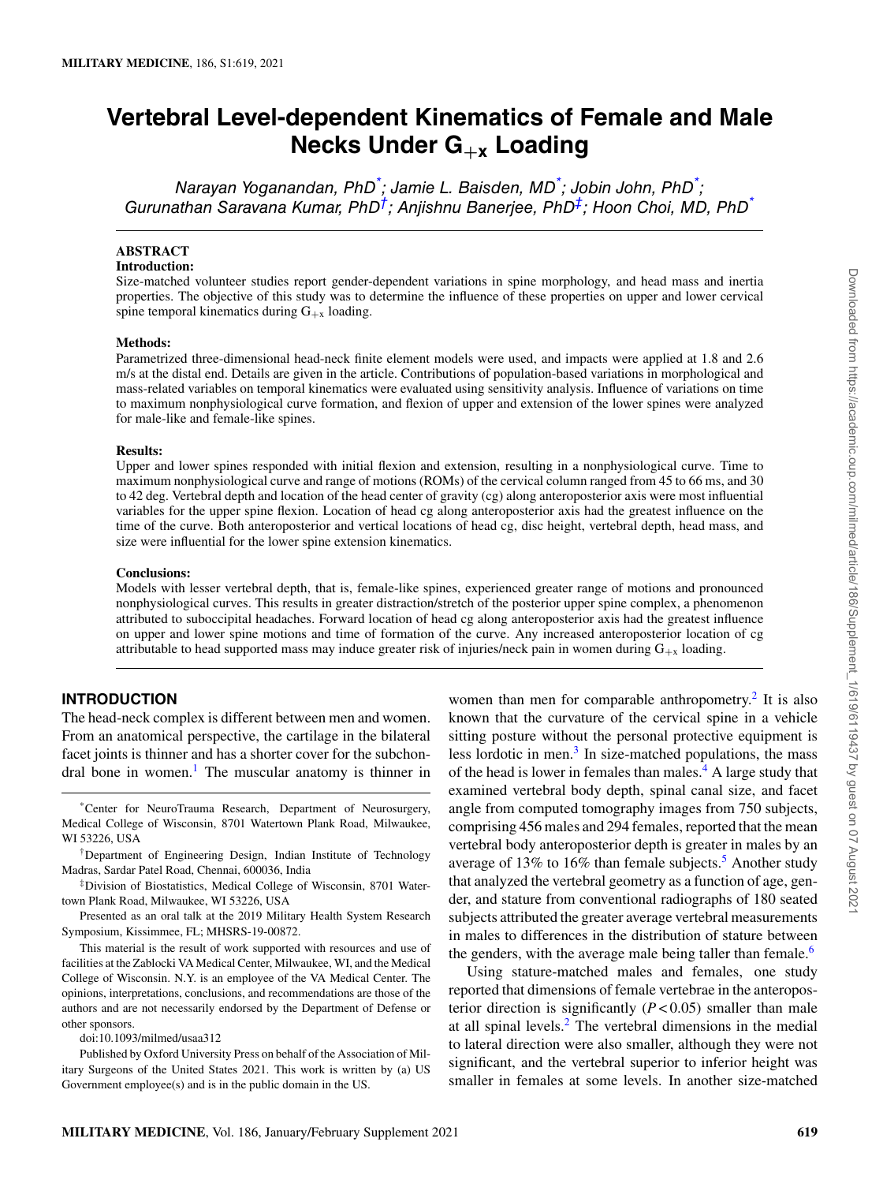# Vertebral Level-dependent Kinematics of Female and Male Necks Under $G_{+x}$ Loading

*Narayan Yoganandan, PhD*[\*]*; Jamie L. Baisden, MD*[\*]*; Jobin John, PhD*[\*]*; Gurunathan Saravana Kumar, PhD*[†]*; Anjishnu Banerjee, PhD*[‡]*; Hoon Choi, MD, PhD*[\*]

## ABSTRACT

**Introduction:**

Size-matched volunteer studies report gender-dependent variations in spine morphology, and head mass and inertia properties. The objective of this study was to determine the influence of these properties on upper and lower cervical spine temporal kinematics during $G_{+x}$ loading.

**Methods:**

Parametrized three-dimensional head-neck finite element models were used, and impacts were applied at 1.8 and 2.6 m/s at the distal end. Details are given in the article. Contributions of population-based variations in morphological and mass-related variables on temporal kinematics were evaluated using sensitivity analysis. Influence of variations on time to maximum nonphysiological curve formation, and flexion of upper and extension of the lower spines were analyzed for male-like and female-like spines.

**Results:**

Upper and lower spines responded with initial flexion and extension, resulting in a nonphysiological curve. Time to maximum nonphysiological curve and range of motions (ROMs) of the cervical column ranged from 45 to 66 ms, and 30 to 42 deg. Vertebral depth and location of the head center of gravity (cg) along anteroposterior axis were most influential variables for the upper spine flexion. Location of head cg along anteroposterior axis had the greatest influence on the time of the curve. Both anteroposterior and vertical locations of head cg, disc height, vertebral depth, head mass, and size were influential for the lower spine extension kinematics.

**Conclusions:**

Models with lesser vertebral depth, that is, female-like spines, experienced greater range of motions and pronounced nonphysiological curves. This results in greater distraction/stretch of the posterior upper spine complex, a phenomenon attributed to suboccipital headaches. Forward location of head cg along anteroposterior axis had the greatest influence on upper and lower spine motions and time of formation of the curve. Any increased anteroposterior location of cg attributable to head supported mass may induce greater risk of injuries/neck pain in women during $G_{+x}$ loading.

## INTRODUCTION

The head-neck complex is different between men and women. From an anatomical perspective, the cartilage in the bilateral facet joints is thinner and has a shorter cover for the subchondral bone in women.[1] The muscular anatomy is thinner in women than men for comparable anthropometry.[2] It is also known that the curvature of the cervical spine in a vehicle sitting posture without the personal protective equipment is less lordotic in men.[3] In size-matched populations, the mass of the head is lower in females than males.[4] A large study that examined vertebral body depth, spinal canal size, and facet angle from computed tomography images from 750 subjects, comprising 456 males and 294 females, reported that the mean vertebral body anteroposterior depth is greater in males by an average of 13% to 16% than female subjects.[5] Another study that analyzed the vertebral geometry as a function of age, gender, and stature from conventional radiographs of 180 seated subjects attributed the greater average vertebral measurements in males to differences in the distribution of stature between the genders, with the average male being taller than female.[6]

Using stature-matched males and females, one study reported that dimensions of female vertebrae in the anteroposterior direction is significantly ($P < 0.05$) smaller than male at all spinal levels.[2] The vertebral dimensions in the medial to lateral direction were also smaller, although they were not significant, and the vertebral superior to inferior height was smaller in females at some levels. In another size-matched

---

[\*]Center for NeuroTrauma Research, Department of Neurosurgery, Medical College of Wisconsin, 8701 Watertown Plank Road, Milwaukee, WI 53226, USA

[†]Department of Engineering Design, Indian Institute of Technology Madras, Sardar Patel Road, Chennai, 600036, India

[‡]Division of Biostatistics, Medical College of Wisconsin, 8701 Watertown Plank Road, Milwaukee, WI 53226, USA

Presented as an oral talk at the 2019 Military Health System Research Symposium, Kissimmee, FL; MHSRS-19-00872.

This material is the result of work supported with resources and use of facilities at the Zablocki VA Medical Center, Milwaukee, WI, and the Medical College of Wisconsin. N.Y. is an employee of the VA Medical Center. The opinions, interpretations, conclusions, and recommendations are those of the authors and are not necessarily endorsed by the Department of Defense or other sponsors.

doi:10.1093/milmed/usaa312

Published by Oxford University Press on behalf of the Association of Military Surgeons of the United States 2021. This work is written by (a) US Government employee(s) and is in the public domain in the US.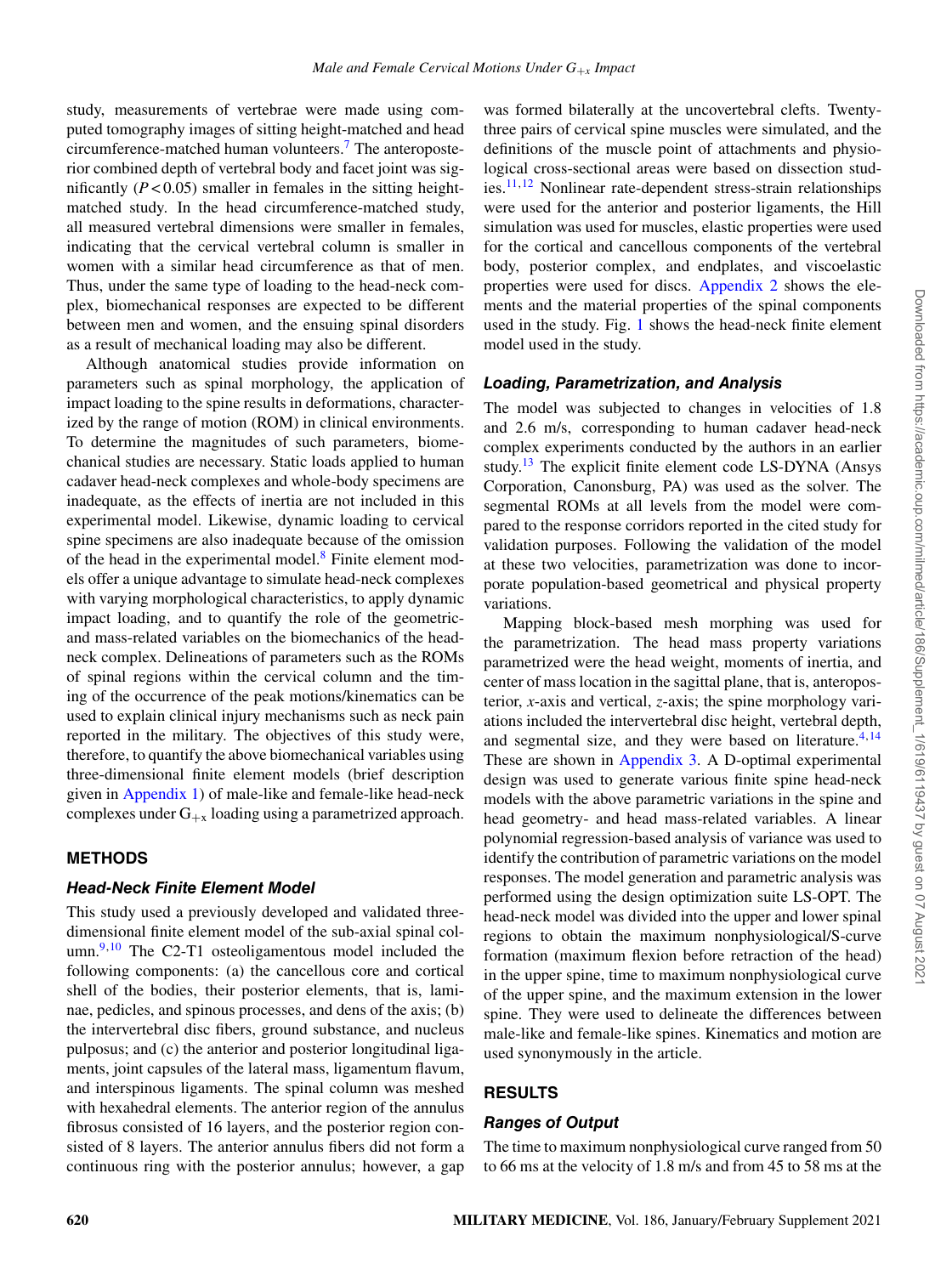study, measurements of vertebrae were made using computed tomography images of sitting height-matched and head circumference-matched human volunteers.[7] The anteroposterior combined depth of vertebral body and facet joint was significantly ($P < 0.05$) smaller in females in the sitting height-matched study. In the head circumference-matched study, all measured vertebral dimensions were smaller in females, indicating that the cervical vertebral column is smaller in women with a similar head circumference as that of men. Thus, under the same type of loading to the head-neck complex, biomechanical responses are expected to be different between men and women, and the ensuing spinal disorders as a result of mechanical loading may also be different.

Although anatomical studies provide information on parameters such as spinal morphology, the application of impact loading to the spine results in deformations, characterized by the range of motion (ROM) in clinical environments. To determine the magnitudes of such parameters, biomechanical studies are necessary. Static loads applied to human cadaver head-neck complexes and whole-body specimens are inadequate, as the effects of inertia are not included in this experimental model. Likewise, dynamic loading to cervical spine specimens are also inadequate because of the omission of the head in the experimental model.[8] Finite element models offer a unique advantage to simulate head-neck complexes with varying morphological characteristics, to apply dynamic impact loading, and to quantify the role of the geometric- and mass-related variables on the biomechanics of the head-neck complex. Delineations of parameters such as the ROMs of spinal regions within the cervical column and the timing of the occurrence of the peak motions/kinematics can be used to explain clinical injury mechanisms such as neck pain reported in the military. The objectives of this study were, therefore, to quantify the above biomechanical variables using three-dimensional finite element models (brief description given in Appendix 1) of male-like and female-like head-neck complexes under $G_{+x}$ loading using a parametrized approach.

## METHODS

### Head-Neck Finite Element Model

This study used a previously developed and validated three-dimensional finite element model of the sub-axial spinal column.[9,10] The C2-T1 osteoligamentous model included the following components: (a) the cancellous core and cortical shell of the bodies, their posterior elements, that is, laminae, pedicles, and spinous processes, and dens of the axis; (b) the intervertebral disc fibers, ground substance, and nucleus pulposus; and (c) the anterior and posterior longitudinal ligaments, joint capsules of the lateral mass, ligamentum flavum, and interspinous ligaments. The spinal column was meshed with hexahedral elements. The anterior region of the annulus fibrosus consisted of 16 layers, and the posterior region consisted of 8 layers. The anterior annulus fibers did not form a continuous ring with the posterior annulus; however, a gap was formed bilaterally at the uncovertebral clefts. Twenty-three pairs of cervical spine muscles were simulated, and the definitions of the muscle point of attachments and physiological cross-sectional areas were based on dissection studies.[11,12] Nonlinear rate-dependent stress-strain relationships were used for the anterior and posterior ligaments, the Hill simulation was used for muscles, elastic properties were used for the cortical and cancellous components of the vertebral body, posterior complex, and endplates, and viscoelastic properties were used for discs. Appendix 2 shows the elements and the material properties of the spinal components used in the study. Fig. 1 shows the head-neck finite element model used in the study.

### Loading, Parametrization, and Analysis

The model was subjected to changes in velocities of 1.8 and 2.6 m/s, corresponding to human cadaver head-neck complex experiments conducted by the authors in an earlier study.[13] The explicit finite element code LS-DYNA (Ansys Corporation, Canonsburg, PA) was used as the solver. The segmental ROMs at all levels from the model were compared to the response corridors reported in the cited study for validation purposes. Following the validation of the model at these two velocities, parametrization was done to incorporate population-based geometrical and physical property variations.

Mapping block-based mesh morphing was used for the parametrization. The head mass property variations parametrized were the head weight, moments of inertia, and center of mass location in the sagittal plane, that is, anteroposterior, $x$-axis and vertical, $z$-axis; the spine morphology variations included the intervertebral disc height, vertebral depth, and segmental size, and they were based on literature.[4,14] These are shown in Appendix 3. A D-optimal experimental design was used to generate various finite spine head-neck models with the above parametric variations in the spine and head geometry- and head mass-related variables. A linear polynomial regression-based analysis of variance was used to identify the contribution of parametric variations on the model responses. The model generation and parametric analysis was performed using the design optimization suite LS-OPT. The head-neck model was divided into the upper and lower spinal regions to obtain the maximum nonphysiological/S-curve formation (maximum flexion before retraction of the head) in the upper spine, time to maximum nonphysiological curve of the upper spine, and the maximum extension in the lower spine. They were used to delineate the differences between male-like and female-like spines. Kinematics and motion are used synonymously in the article.

## RESULTS

### Ranges of Output

The time to maximum nonphysiological curve ranged from 50 to 66 ms at the velocity of 1.8 m/s and from 45 to 58 ms at the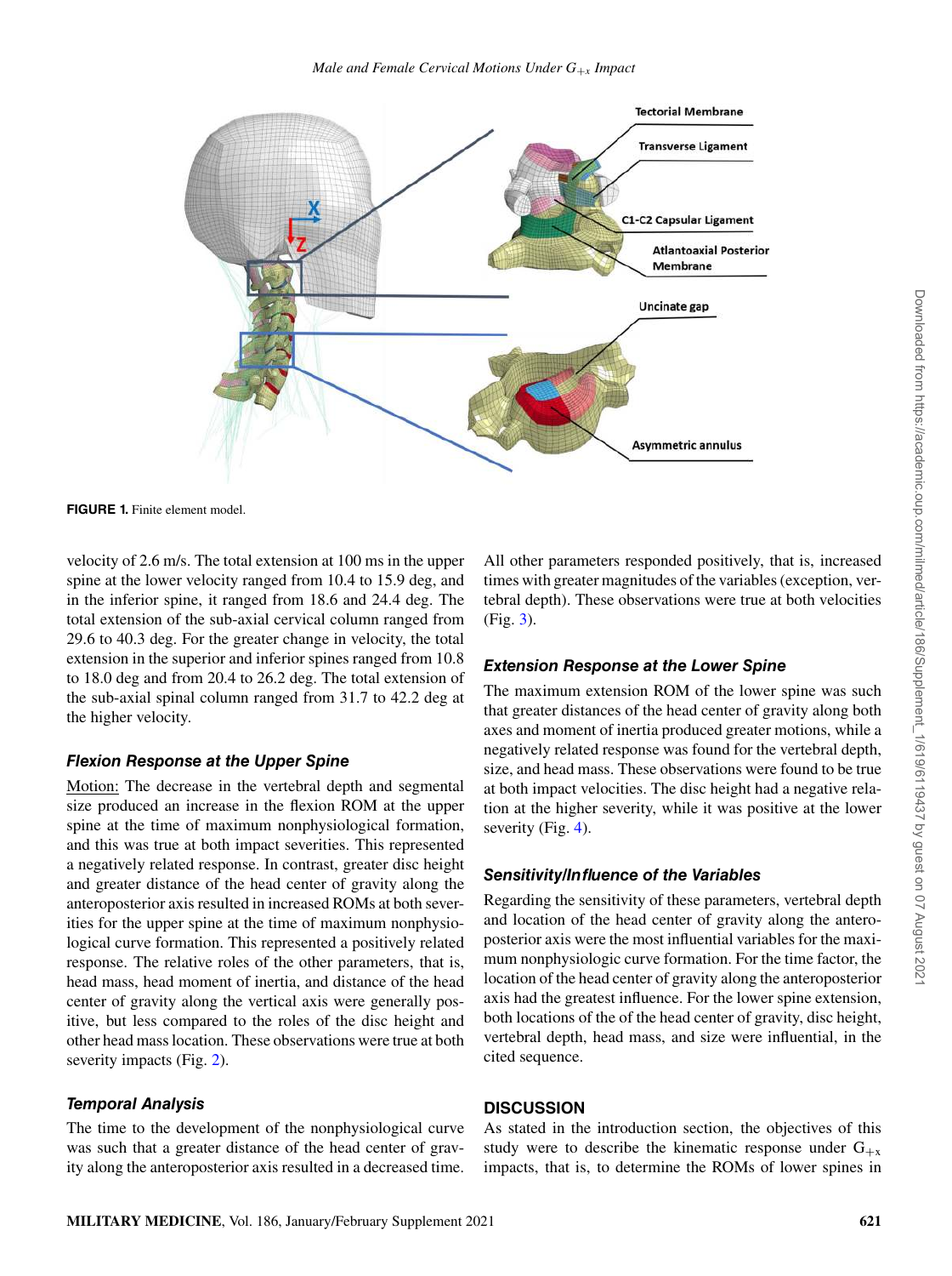FIGURE 1. Finite element model.

velocity of 2.6 m/s. The total extension at 100 ms in the upper spine at the lower velocity ranged from 10.4 to 15.9 deg, and in the inferior spine, it ranged from 18.6 and 24.4 deg. The total extension of the sub-axial cervical column ranged from 29.6 to 40.3 deg. For the greater change in velocity, the total extension in the superior and inferior spines ranged from 10.8 to 18.0 deg and from 20.4 to 26.2 deg. The total extension of the sub-axial spinal column ranged from 31.7 to 42.2 deg at the higher velocity.

### Flexion Response at the Upper Spine

Motion: The decrease in the vertebral depth and segmental size produced an increase in the flexion ROM at the upper spine at the time of maximum nonphysiological formation, and this was true at both impact severities. This represented a negatively related response. In contrast, greater disc height and greater distance of the head center of gravity along the anteroposterior axis resulted in increased ROMs at both severities for the upper spine at the time of maximum nonphysiological curve formation. This represented a positively related response. The relative roles of the other parameters, that is, head mass, head moment of inertia, and distance of the head center of gravity along the vertical axis were generally positive, but less compared to the roles of the disc height and other head mass location. These observations were true at both severity impacts (Fig. 2).

### Temporal Analysis

The time to the development of the nonphysiological curve was such that a greater distance of the head center of gravity along the anteroposterior axis resulted in a decreased time. All other parameters responded positively, that is, increased times with greater magnitudes of the variables (exception, vertebral depth). These observations were true at both velocities (Fig. 3).

### Extension Response at the Lower Spine

The maximum extension ROM of the lower spine was such that greater distances of the head center of gravity along both axes and moment of inertia produced greater motions, while a negatively related response was found for the vertebral depth, size, and head mass. These observations were found to be true at both impact velocities. The disc height had a negative relation at the higher severity, while it was positive at the lower severity (Fig. 4).

### Sensitivity/Influence of the Variables

Regarding the sensitivity of these parameters, vertebral depth and location of the head center of gravity along the anteroposterior axis were the most influential variables for the maximum nonphysiologic curve formation. For the time factor, the location of the head center of gravity along the anteroposterior axis had the greatest influence. For the lower spine extension, both locations of the of the head center of gravity, disc height, vertebral depth, head mass, and size were influential, in the cited sequence.

## DISCUSSION

As stated in the introduction section, the objectives of this study were to describe the kinematic response under $G_{+x}$ impacts, that is, to determine the ROMs of lower spines in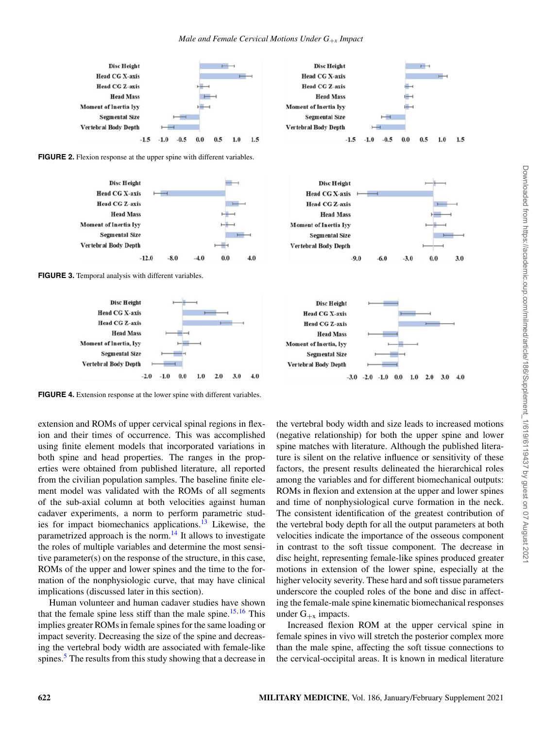FIGURE 2. Flexion response at the upper spine with different variables.

FIGURE 3. Temporal analysis with different variables.

FIGURE 4. Extension response at the lower spine with different variables.

extension and ROMs of upper cervical spinal regions in flexion and their times of occurrence. This was accomplished using finite element models that incorporated variations in both spine and head properties. The ranges in the properties were obtained from published literature, all reported from the civilian population samples. The baseline finite element model was validated with the ROMs of all segments of the sub-axial column at both velocities against human cadaver experiments, a norm to perform parametric studies for impact biomechanics applications.[13] Likewise, the parametrized approach is the norm.[14] It allows to investigate the roles of multiple variables and determine the most sensitive parameter(s) on the response of the structure, in this case, ROMs of the upper and lower spines and the time to the formation of the nonphysiologic curve, that may have clinical implications (discussed later in this section).

Human volunteer and human cadaver studies have shown that the female spine less stiff than the male spine.[15,16] This implies greater ROMs in female spines for the same loading or impact severity. Decreasing the size of the spine and decreasing the vertebral body width are associated with female-like spines.[5] The results from this study showing that a decrease in the vertebral body width and size leads to increased motions (negative relationship) for both the upper spine and lower spine matches with literature. Although the published literature is silent on the relative influence or sensitivity of these factors, the present results delineated the hierarchical roles among the variables and for different biomechanical outputs: ROMs in flexion and extension at the upper and lower spines and time of nonphysiological curve formation in the neck. The consistent identification of the greatest contribution of the vertebral body depth for all the output parameters at both velocities indicate the importance of the osseous component in contrast to the soft tissue component. The decrease in disc height, representing female-like spines produced greater motions in extension of the lower spine, especially at the higher velocity severity. These hard and soft tissue parameters underscore the coupled roles of the bone and disc in affecting the female-male spine kinematic biomechanical responses under $G_{+x}$ impacts.

Increased flexion ROM at the upper cervical spine in female spines in vivo will stretch the posterior complex more than the male spine, affecting the soft tissue connections to the cervical-occipital areas. It is known in medical literature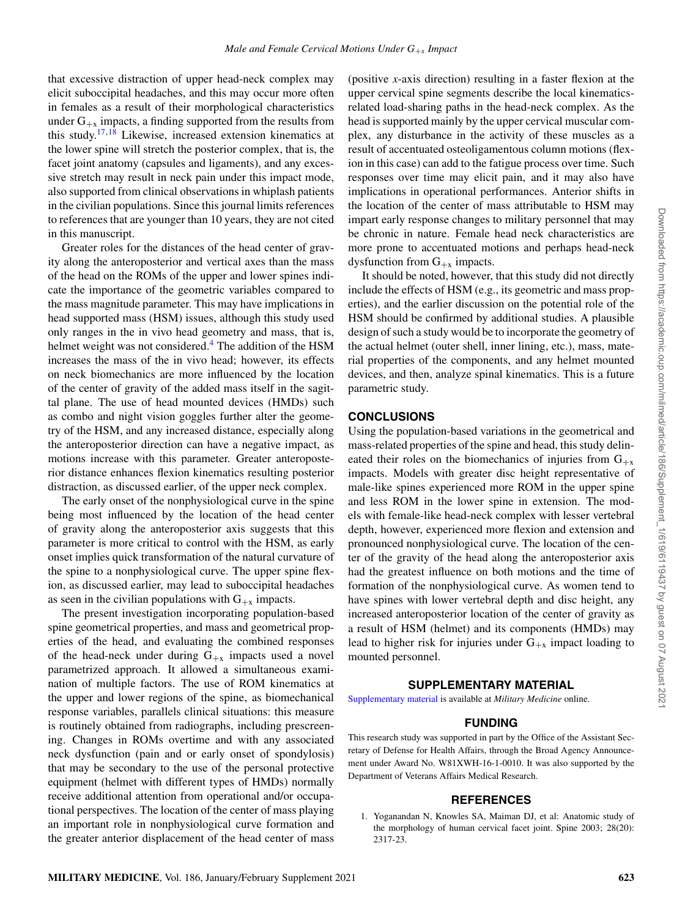that excessive distraction of upper head-neck complex may elicit suboccipital headaches, and this may occur more often in females as a result of their morphological characteristics under $G_{+x}$ impacts, a finding supported from the results from this study.[17,18] Likewise, increased extension kinematics at the lower spine will stretch the posterior complex, that is, the facet joint anatomy (capsules and ligaments), and any excessive stretch may result in neck pain under this impact mode, also supported from clinical observations in whiplash patients in the civilian populations. Since this journal limits references to references that are younger than 10 years, they are not cited in this manuscript.

Greater roles for the distances of the head center of gravity along the anteroposterior and vertical axes than the mass of the head on the ROMs of the upper and lower spines indicate the importance of the geometric variables compared to the mass magnitude parameter. This may have implications in head supported mass (HSM) issues, although this study used only ranges in the in vivo head geometry and mass, that is, helmet weight was not considered.[4] The addition of the HSM increases the mass of the in vivo head; however, its effects on neck biomechanics are more influenced by the location of the center of gravity of the added mass itself in the sagittal plane. The use of head mounted devices (HMDs) such as combo and night vision goggles further alter the geometry of the HSM, and any increased distance, especially along the anteroposterior direction can have a negative impact, as motions increase with this parameter. Greater anteroposterior distance enhances flexion kinematics resulting posterior distraction, as discussed earlier, of the upper neck complex.

The early onset of the nonphysiological curve in the spine being most influenced by the location of the head center of gravity along the anteroposterior axis suggests that this parameter is more critical to control with the HSM, as early onset implies quick transformation of the natural curvature of the spine to a nonphysiological curve. The upper spine flexion, as discussed earlier, may lead to suboccipital headaches as seen in the civilian populations with $G_{+x}$ impacts.

The present investigation incorporating population-based spine geometrical properties, and mass and geometrical properties of the head, and evaluating the combined responses of the head-neck under during $G_{+x}$ impacts used a novel parametrized approach. It allowed a simultaneous examination of multiple factors. The use of ROM kinematics at the upper and lower regions of the spine, as biomechanical response variables, parallels clinical situations: this measure is routinely obtained from radiographs, including prescreening. Changes in ROMs overtime and with any associated neck dysfunction (pain and or early onset of spondylosis) that may be secondary to the use of the personal protective equipment (helmet with different types of HMDs) normally receive additional attention from operational and/or occupational perspectives. The location of the center of mass playing an important role in nonphysiological curve formation and the greater anterior displacement of the head center of mass (positive *x*-axis direction) resulting in a faster flexion at the upper cervical spine segments describe the local kinematics-related load-sharing paths in the head-neck complex. As the head is supported mainly by the upper cervical muscular complex, any disturbance in the activity of these muscles as a result of accentuated osteoligamentous column motions (flexion in this case) can add to the fatigue process over time. Such responses over time may elicit pain, and it may also have implications in operational performances. Anterior shifts in the location of the center of mass attributable to HSM may impart early response changes to military personnel that may be chronic in nature. Female head neck characteristics are more prone to accentuated motions and perhaps head-neck dysfunction from $G_{+x}$ impacts.

It should be noted, however, that this study did not directly include the effects of HSM (e.g., its geometric and mass properties), and the earlier discussion on the potential role of the HSM should be confirmed by additional studies. A plausible design of such a study would be to incorporate the geometry of the actual helmet (outer shell, inner lining, etc.), mass, material properties of the components, and any helmet mounted devices, and then, analyze spinal kinematics. This is a future parametric study.

## CONCLUSIONS

Using the population-based variations in the geometrical and mass-related properties of the spine and head, this study delineated their roles on the biomechanics of injuries from $G_{+x}$ impacts. Models with greater disc height representative of male-like spines experienced more ROM in the upper spine and less ROM in the lower spine in extension. The models with female-like head-neck complex with lesser vertebral depth, however, experienced more flexion and extension and pronounced nonphysiological curve. The location of the center of the gravity of the head along the anteroposterior axis had the greatest influence on both motions and the time of formation of the nonphysiological curve. As women tend to have spines with lower vertebral depth and disc height, any increased anteroposterior location of the center of gravity as a result of HSM (helmet) and its components (HMDs) may lead to higher risk for injuries under $G_{+x}$ impact loading to mounted personnel.

## SUPPLEMENTARY MATERIAL

Supplementary material is available at *Military Medicine* online.

## FUNDING

This research study was supported in part by the Office of the Assistant Secretary of Defense for Health Affairs, through the Broad Agency Announcement under Award No. W81XWH-16-1-0010. It was also supported by the Department of Veterans Affairs Medical Research.

## REFERENCES

1. Yoganandan N, Knowles SA, Maiman DJ, et al: Anatomic study of the morphology of human cervical facet joint. Spine 2003; 28(20): 2317-23.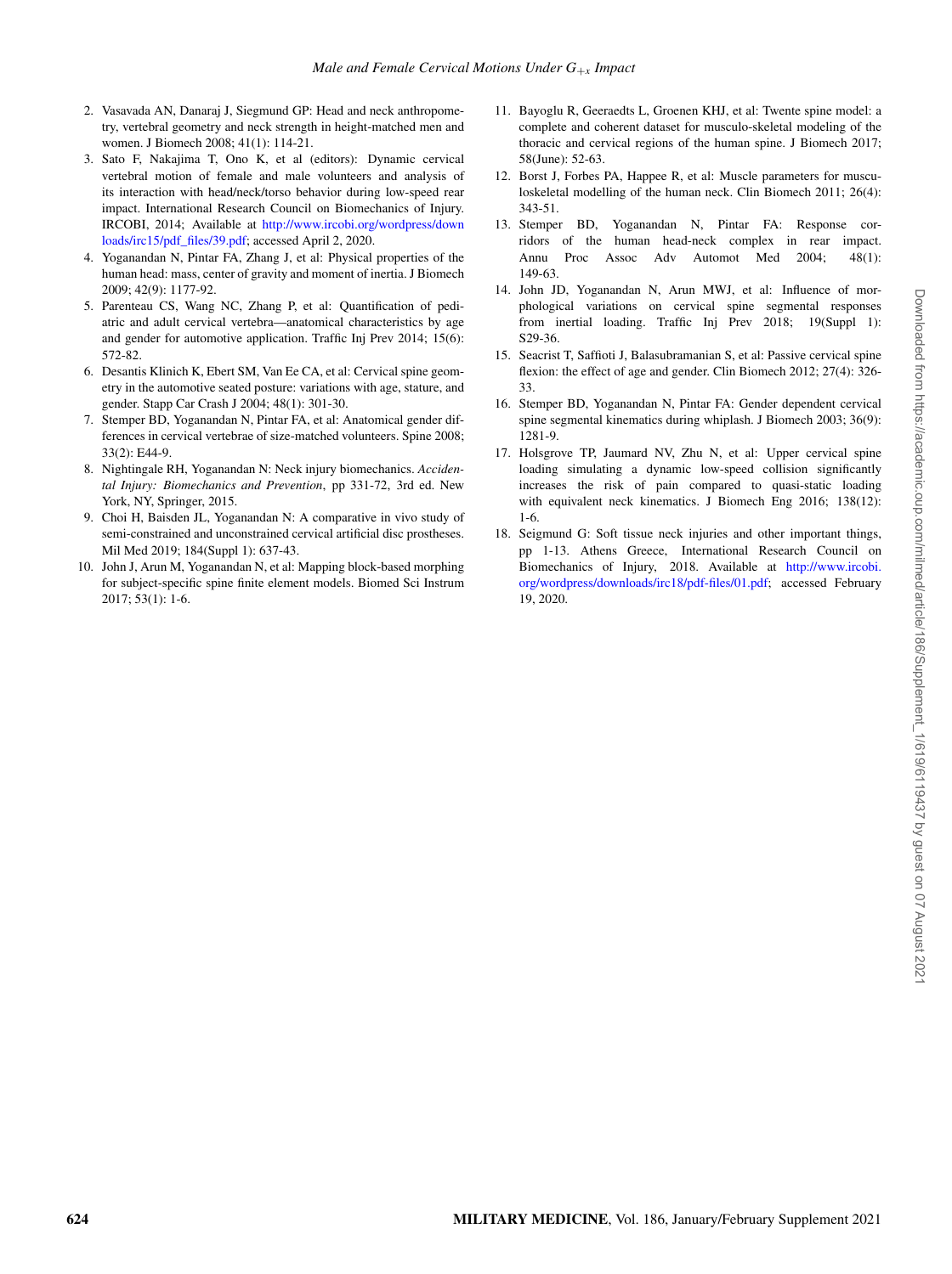2. Vasavada AN, Danaraj J, Siegmund GP: Head and neck anthropometry, vertebral geometry and neck strength in height-matched men and women. J Biomech 2008; 41(1): 114-21.
3. Sato F, Nakajima T, Ono K, et al (editors): Dynamic cervical vertebral motion of female and male volunteers and analysis of its interaction with head/neck/torso behavior during low-speed rear impact. International Research Council on Biomechanics of Injury. IRCOBI, 2014; Available at http://www.ircobi.org/wordpress/downloads/irc15/pdf_files/39.pdf; accessed April 2, 2020.
4. Yoganandan N, Pintar FA, Zhang J, et al: Physical properties of the human head: mass, center of gravity and moment of inertia. J Biomech 2009; 42(9): 1177-92.
5. Parenteau CS, Wang NC, Zhang P, et al: Quantification of pediatric and adult cervical vertebra—anatomical characteristics by age and gender for automotive application. Traffic Inj Prev 2014; 15(6): 572-82.
6. Desantis Klinich K, Ebert SM, Van Ee CA, et al: Cervical spine geometry in the automotive seated posture: variations with age, stature, and gender. Stapp Car Crash J 2004; 48(1): 301-30.
7. Stemper BD, Yoganandan N, Pintar FA, et al: Anatomical gender differences in cervical vertebrae of size-matched volunteers. Spine 2008; 33(2): E44-9.
8. Nightingale RH, Yoganandan N: Neck injury biomechanics. *Accidental Injury: Biomechanics and Prevention*, pp 331-72, 3rd ed. New York, NY, Springer, 2015.
9. Choi H, Baisden JL, Yoganandan N: A comparative in vivo study of semi-constrained and unconstrained cervical artificial disc prostheses. Mil Med 2019; 184(Suppl 1): 637-43.
10. John J, Arun M, Yoganandan N, et al: Mapping block-based morphing for subject-specific spine finite element models. Biomed Sci Instrum 2017; 53(1): 1-6.
11. Bayoglu R, Geeraedts L, Groenen KHJ, et al: Twente spine model: a complete and coherent dataset for musculo-skeletal modeling of the thoracic and cervical regions of the human spine. J Biomech 2017; 58(June): 52-63.
12. Borst J, Forbes PA, Happee R, et al: Muscle parameters for musculoskeletal modelling of the human neck. Clin Biomech 2011; 26(4): 343-51.
13. Stemper BD, Yoganandan N, Pintar FA: Response corridors of the human head-neck complex in rear impact. Annu Proc Assoc Adv Automot Med 2004; 48(1): 149-63.
14. John JD, Yoganandan N, Arun MWJ, et al: Influence of morphological variations on cervical spine segmental responses from inertial loading. Traffic Inj Prev 2018; 19(Suppl 1): S29-36.
15. Seacrist T, Saffioti J, Balasubramanian S, et al: Passive cervical spine flexion: the effect of age and gender. Clin Biomech 2012; 27(4): 326-33.
16. Stemper BD, Yoganandan N, Pintar FA: Gender dependent cervical spine segmental kinematics during whiplash. J Biomech 2003; 36(9): 1281-9.
17. Holsgrove TP, Jaumard NV, Zhu N, et al: Upper cervical spine loading simulating a dynamic low-speed collision significantly increases the risk of pain compared to quasi-static loading with equivalent neck kinematics. J Biomech Eng 2016; 138(12): 1-6.
18. Seigmund G: Soft tissue neck injuries and other important things, pp 1-13. Athens Greece, International Research Council on Biomechanics of Injury, 2018. Available at http://www.ircobi.org/wordpress/downloads/irc18/pdf-files/01.pdf; accessed February 19, 2020.